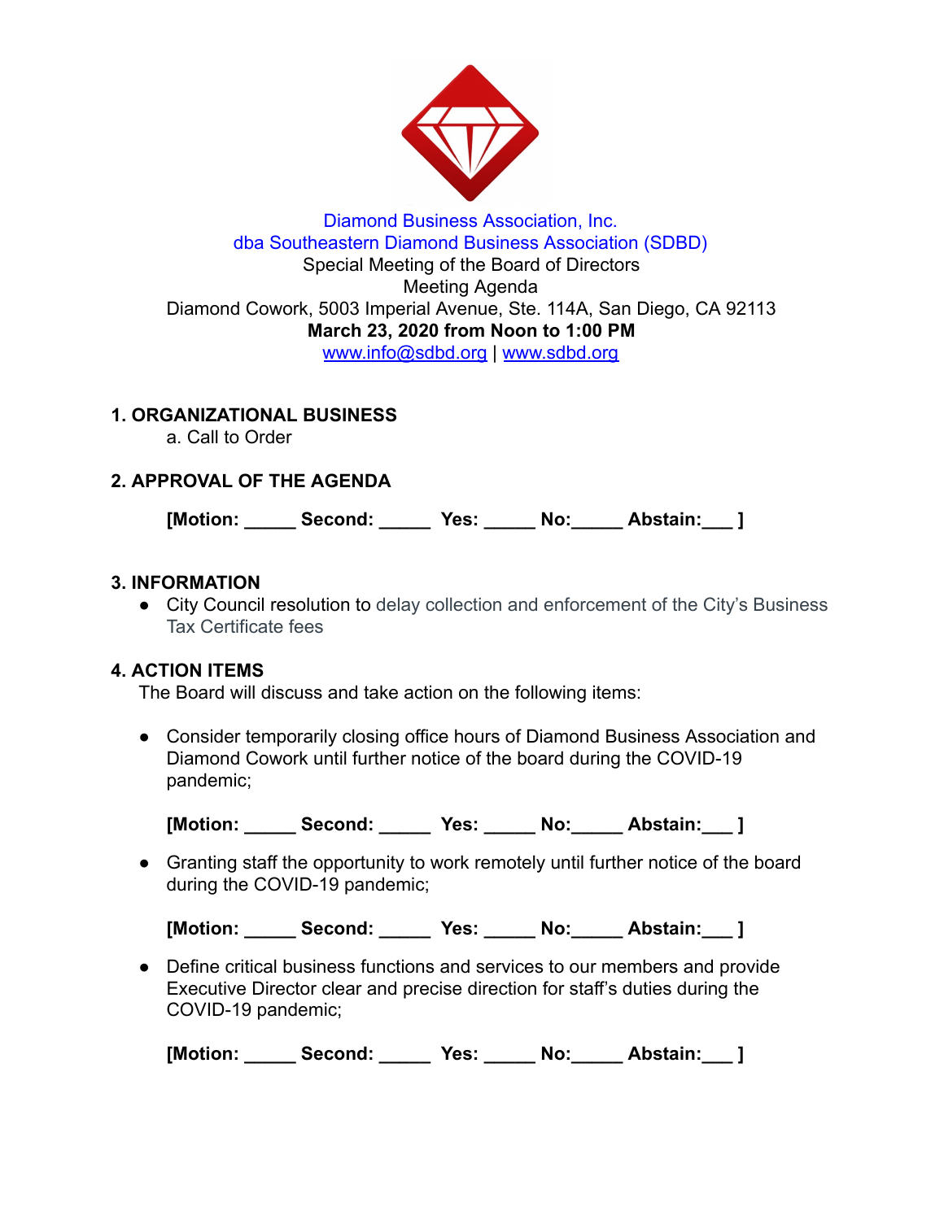Diamond Business Association, Inc.
dba Southeastern Diamond Business Association (SDBD)
Special Meeting of the Board of Directors
Meeting Agenda
Diamond Cowork, 5003 Imperial Avenue, Ste. 114A, San Diego, CA 92113
**March 23, 2020 from Noon to 1:00 PM**
www.info@sdbd.org | www.sdbd.org

## 1. ORGANIZATIONAL BUSINESS

a. Call to Order

## 2. APPROVAL OF THE AGENDA

**[Motion: _____ Second: _____ Yes: _____ No:_____ Abstain:___ ]**

## 3. INFORMATION

- City Council resolution to delay collection and enforcement of the City's Business Tax Certificate fees

## 4. ACTION ITEMS

The Board will discuss and take action on the following items:

- Consider temporarily closing office hours of Diamond Business Association and Diamond Cowork until further notice of the board during the COVID-19 pandemic;

  **[Motion: _____ Second: _____ Yes: _____ No:_____ Abstain:___ ]**

- Granting staff the opportunity to work remotely until further notice of the board during the COVID-19 pandemic;

  **[Motion: _____ Second: _____ Yes: _____ No:_____ Abstain:___ ]**

- Define critical business functions and services to our members and provide Executive Director clear and precise direction for staff's duties during the COVID-19 pandemic;

  **[Motion: _____ Second: _____ Yes: _____ No:_____ Abstain:___ ]**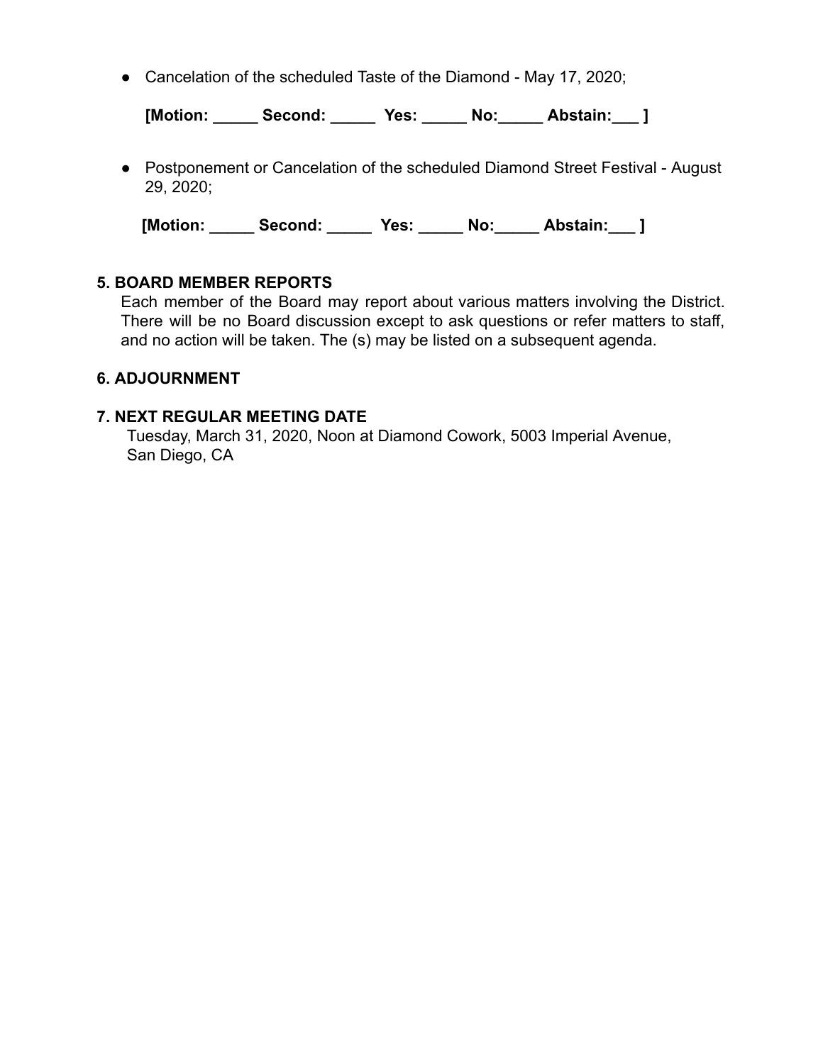- Cancelation of the scheduled Taste of the Diamond - May 17, 2020;

  **[Motion: _____ Second: _____ Yes: _____ No:_____ Abstain:___ ]**

- Postponement or Cancelation of the scheduled Diamond Street Festival - August 29, 2020;

  **[Motion: _____ Second: _____ Yes: _____ No:_____ Abstain:___ ]**

**5. BOARD MEMBER REPORTS**

Each member of the Board may report about various matters involving the District. There will be no Board discussion except to ask questions or refer matters to staff, and no action will be taken. The (s) may be listed on a subsequent agenda.

**6. ADJOURNMENT**

**7. NEXT REGULAR MEETING DATE**

Tuesday, March 31, 2020, Noon at Diamond Cowork, 5003 Imperial Avenue, San Diego, CA